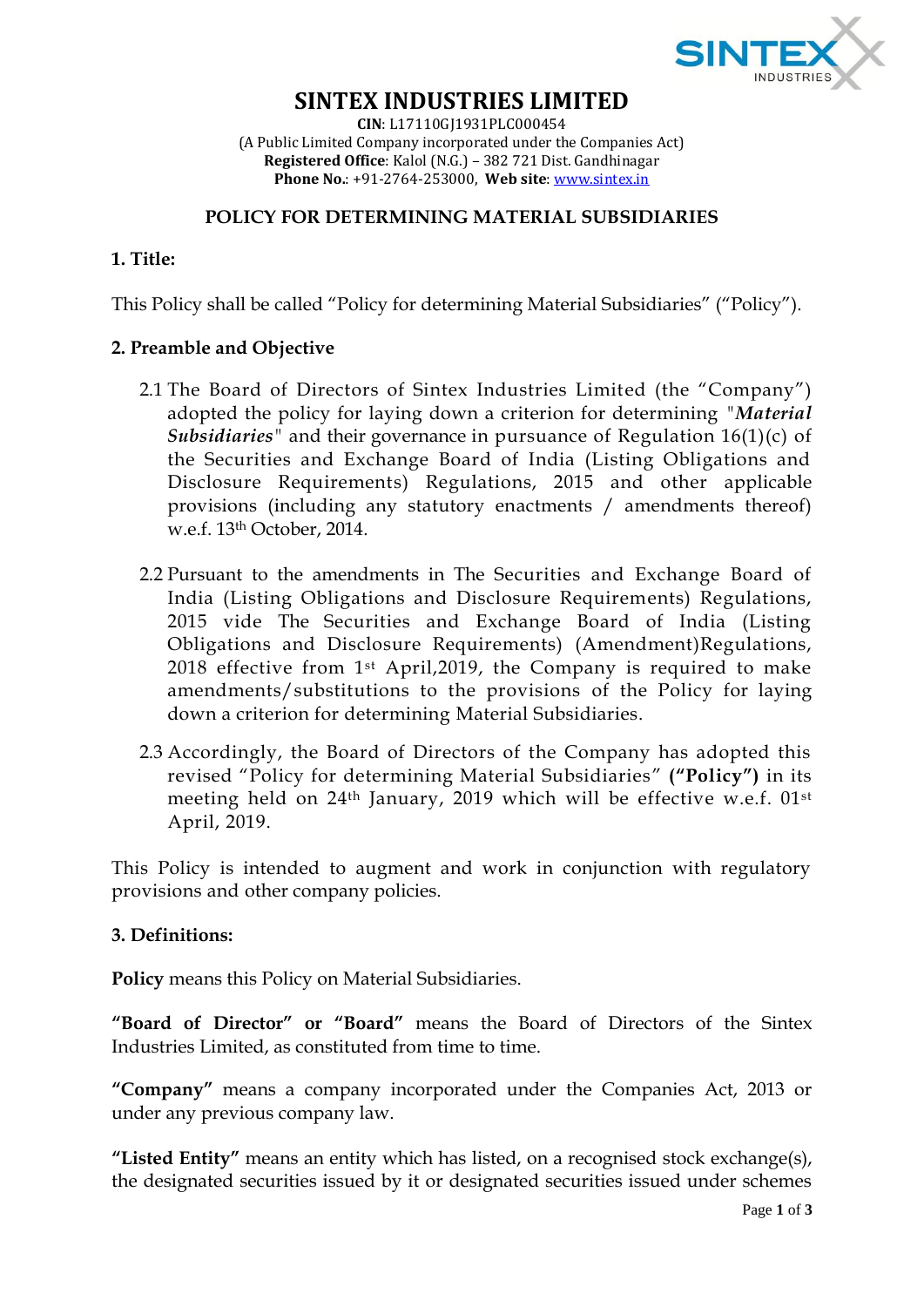# SINTEX INDUSTRIES LIMITED

**CIN**: L17110GJ1931PLC000454
(A Public Limited Company incorporated under the Companies Act)
**Registered Office**: Kalol (N.G.) – 382 721 Dist. Gandhinagar
**Phone No.**: +91-2764-253000, **Web site**: www.sintex.in

## POLICY FOR DETERMINING MATERIAL SUBSIDIARIES

### 1. Title:

This Policy shall be called "Policy for determining Material Subsidiaries" ("Policy").

### 2. Preamble and Objective

2.1 The Board of Directors of Sintex Industries Limited (the "Company") adopted the policy for laying down a criterion for determining "***Material Subsidiaries***" and their governance in pursuance of Regulation 16(1)(c) of the Securities and Exchange Board of India (Listing Obligations and Disclosure Requirements) Regulations, 2015 and other applicable provisions (including any statutory enactments / amendments thereof) w.e.f. 13th October, 2014.

2.2 Pursuant to the amendments in The Securities and Exchange Board of India (Listing Obligations and Disclosure Requirements) Regulations, 2015 vide The Securities and Exchange Board of India (Listing Obligations and Disclosure Requirements) (Amendment)Regulations, 2018 effective from 1st April,2019, the Company is required to make amendments/substitutions to the provisions of the Policy for laying down a criterion for determining Material Subsidiaries.

2.3 Accordingly, the Board of Directors of the Company has adopted this revised "Policy for determining Material Subsidiaries" **("Policy")** in its meeting held on 24th January, 2019 which will be effective w.e.f. 01st April, 2019.

This Policy is intended to augment and work in conjunction with regulatory provisions and other company policies.

### 3. Definitions:

**Policy** means this Policy on Material Subsidiaries.

**"Board of Director" or "Board"** means the Board of Directors of the Sintex Industries Limited, as constituted from time to time.

**"Company"** means a company incorporated under the Companies Act, 2013 or under any previous company law.

**"Listed Entity"** means an entity which has listed, on a recognised stock exchange(s), the designated securities issued by it or designated securities issued under schemes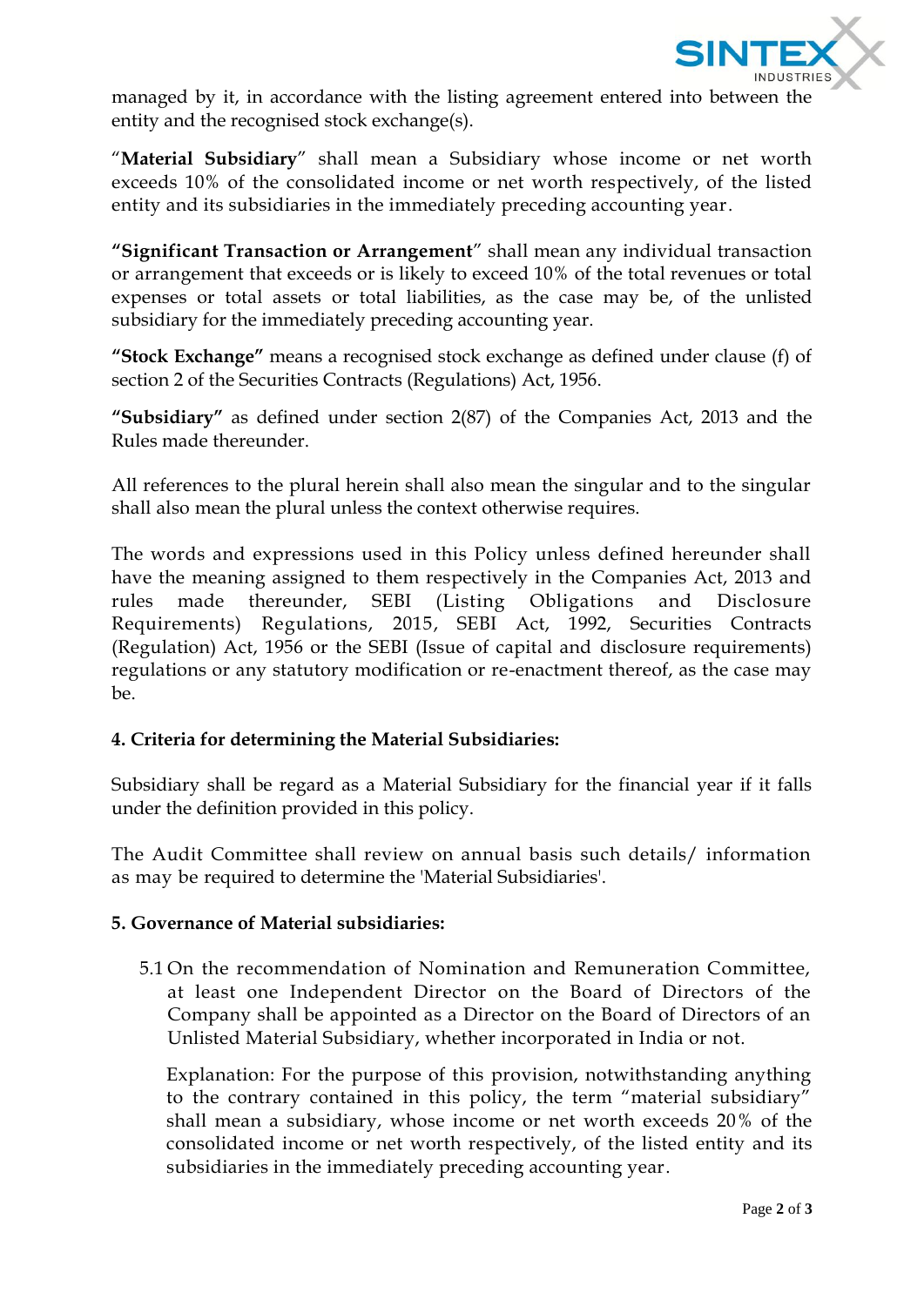managed by it, in accordance with the listing agreement entered into between the entity and the recognised stock exchange(s).

"**Material Subsidiary**" shall mean a Subsidiary whose income or net worth exceeds 10% of the consolidated income or net worth respectively, of the listed entity and its subsidiaries in the immediately preceding accounting year.

**"Significant Transaction or Arrangement**" shall mean any individual transaction or arrangement that exceeds or is likely to exceed 10% of the total revenues or total expenses or total assets or total liabilities, as the case may be, of the unlisted subsidiary for the immediately preceding accounting year.

**"Stock Exchange"** means a recognised stock exchange as defined under clause (f) of section 2 of the Securities Contracts (Regulations) Act, 1956.

**"Subsidiary"** as defined under section 2(87) of the Companies Act, 2013 and the Rules made thereunder.

All references to the plural herein shall also mean the singular and to the singular shall also mean the plural unless the context otherwise requires.

The words and expressions used in this Policy unless defined hereunder shall have the meaning assigned to them respectively in the Companies Act, 2013 and rules made thereunder, SEBI (Listing Obligations and Disclosure Requirements) Regulations, 2015, SEBI Act, 1992, Securities Contracts (Regulation) Act, 1956 or the SEBI (Issue of capital and disclosure requirements) regulations or any statutory modification or re-enactment thereof, as the case may be.

**4. Criteria for determining the Material Subsidiaries:**

Subsidiary shall be regard as a Material Subsidiary for the financial year if it falls under the definition provided in this policy.

The Audit Committee shall review on annual basis such details/ information as may be required to determine the 'Material Subsidiaries'.

**5. Governance of Material subsidiaries:**

5.1 On the recommendation of Nomination and Remuneration Committee, at least one Independent Director on the Board of Directors of the Company shall be appointed as a Director on the Board of Directors of an Unlisted Material Subsidiary, whether incorporated in India or not.

Explanation: For the purpose of this provision, notwithstanding anything to the contrary contained in this policy, the term "material subsidiary" shall mean a subsidiary, whose income or net worth exceeds 20% of the consolidated income or net worth respectively, of the listed entity and its subsidiaries in the immediately preceding accounting year.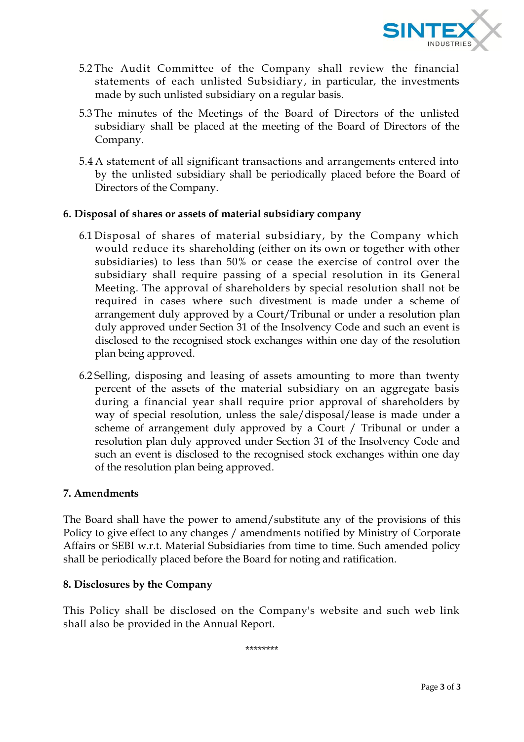5.2 The Audit Committee of the Company shall review the financial statements of each unlisted Subsidiary, in particular, the investments made by such unlisted subsidiary on a regular basis.

5.3 The minutes of the Meetings of the Board of Directors of the unlisted subsidiary shall be placed at the meeting of the Board of Directors of the Company.

5.4 A statement of all significant transactions and arrangements entered into by the unlisted subsidiary shall be periodically placed before the Board of Directors of the Company.

**6. Disposal of shares or assets of material subsidiary company**

6.1 Disposal of shares of material subsidiary, by the Company which would reduce its shareholding (either on its own or together with other subsidiaries) to less than 50% or cease the exercise of control over the subsidiary shall require passing of a special resolution in its General Meeting. The approval of shareholders by special resolution shall not be required in cases where such divestment is made under a scheme of arrangement duly approved by a Court/Tribunal or under a resolution plan duly approved under Section 31 of the Insolvency Code and such an event is disclosed to the recognised stock exchanges within one day of the resolution plan being approved.

6.2 Selling, disposing and leasing of assets amounting to more than twenty percent of the assets of the material subsidiary on an aggregate basis during a financial year shall require prior approval of shareholders by way of special resolution, unless the sale/disposal/lease is made under a scheme of arrangement duly approved by a Court / Tribunal or under a resolution plan duly approved under Section 31 of the Insolvency Code and such an event is disclosed to the recognised stock exchanges within one day of the resolution plan being approved.

**7. Amendments**

The Board shall have the power to amend/substitute any of the provisions of this Policy to give effect to any changes / amendments notified by Ministry of Corporate Affairs or SEBI w.r.t. Material Subsidiaries from time to time. Such amended policy shall be periodically placed before the Board for noting and ratification.

**8. Disclosures by the Company**

This Policy shall be disclosed on the Company's website and such web link shall also be provided in the Annual Report.

********